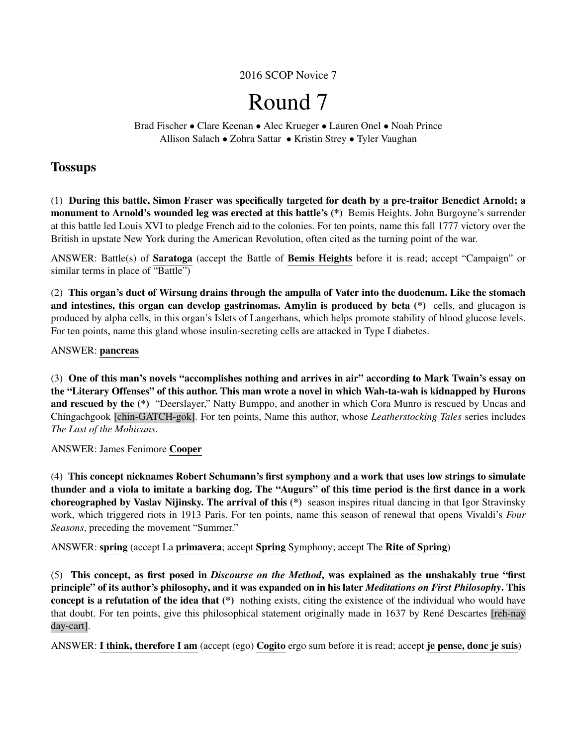2016 SCOP Novice 7

# Round 7

Brad Fischer • Clare Keenan • Alec Krueger • Lauren Onel • Noah Prince
Allison Salach • Zohra Sattar • Kristin Strey • Tyler Vaughan

## Tossups

(1) **During this battle, Simon Fraser was specifically targeted for death by a pre-traitor Benedict Arnold; a monument to Arnold's wounded leg was erected at this battle's (*)** Bemis Heights. John Burgoyne's surrender at this battle led Louis XVI to pledge French aid to the colonies. For ten points, name this fall 1777 victory over the British in upstate New York during the American Revolution, often cited as the turning point of the war.

ANSWER: Battle(s) of **Saratoga** (accept the Battle of **Bemis Heights** before it is read; accept "Campaign" or similar terms in place of "Battle")

(2) **This organ's duct of Wirsung drains through the ampulla of Vater into the duodenum. Like the stomach and intestines, this organ can develop gastrinomas. Amylin is produced by beta (*)** cells, and glucagon is produced by alpha cells, in this organ's Islets of Langerhans, which helps promote stability of blood glucose levels. For ten points, name this gland whose insulin-secreting cells are attacked in Type I diabetes.

ANSWER: **pancreas**

(3) **One of this man's novels "accomplishes nothing and arrives in air" according to Mark Twain's essay on the "Literary Offenses" of this author. This man wrote a novel in which Wah-ta-wah is kidnapped by Hurons and rescued by the (*)** "Deerslayer," Natty Bumppo, and another in which Cora Munro is rescued by Uncas and Chingachgook [chin-GATCH-gok]. For ten points, Name this author, whose *Leatherstocking Tales* series includes *The Last of the Mohicans*.

ANSWER: James Fenimore **Cooper**

(4) **This concept nicknames Robert Schumann's first symphony and a work that uses low strings to simulate thunder and a viola to imitate a barking dog. The "Augurs" of this time period is the first dance in a work choreographed by Vaslav Nijinsky. The arrival of this (*)** season inspires ritual dancing in that Igor Stravinsky work, which triggered riots in 1913 Paris. For ten points, name this season of renewal that opens Vivaldi's *Four Seasons*, preceding the movement "Summer."

ANSWER: **spring** (accept La **primavera**; accept **Spring** Symphony; accept The **Rite of Spring**)

(5) **This concept, as first posed in *Discourse on the Method*, was explained as the unshakably true "first principle" of its author's philosophy, and it was expanded on in his later *Meditations on First Philosophy*. This concept is a refutation of the idea that (*)** nothing exists, citing the existence of the individual who would have that doubt. For ten points, give this philosophical statement originally made in 1637 by René Descartes [reh-nay day-cart].

ANSWER: **I think, therefore I am** (accept (ego) **Cogito** ergo sum before it is read; accept **je pense, donc je suis**)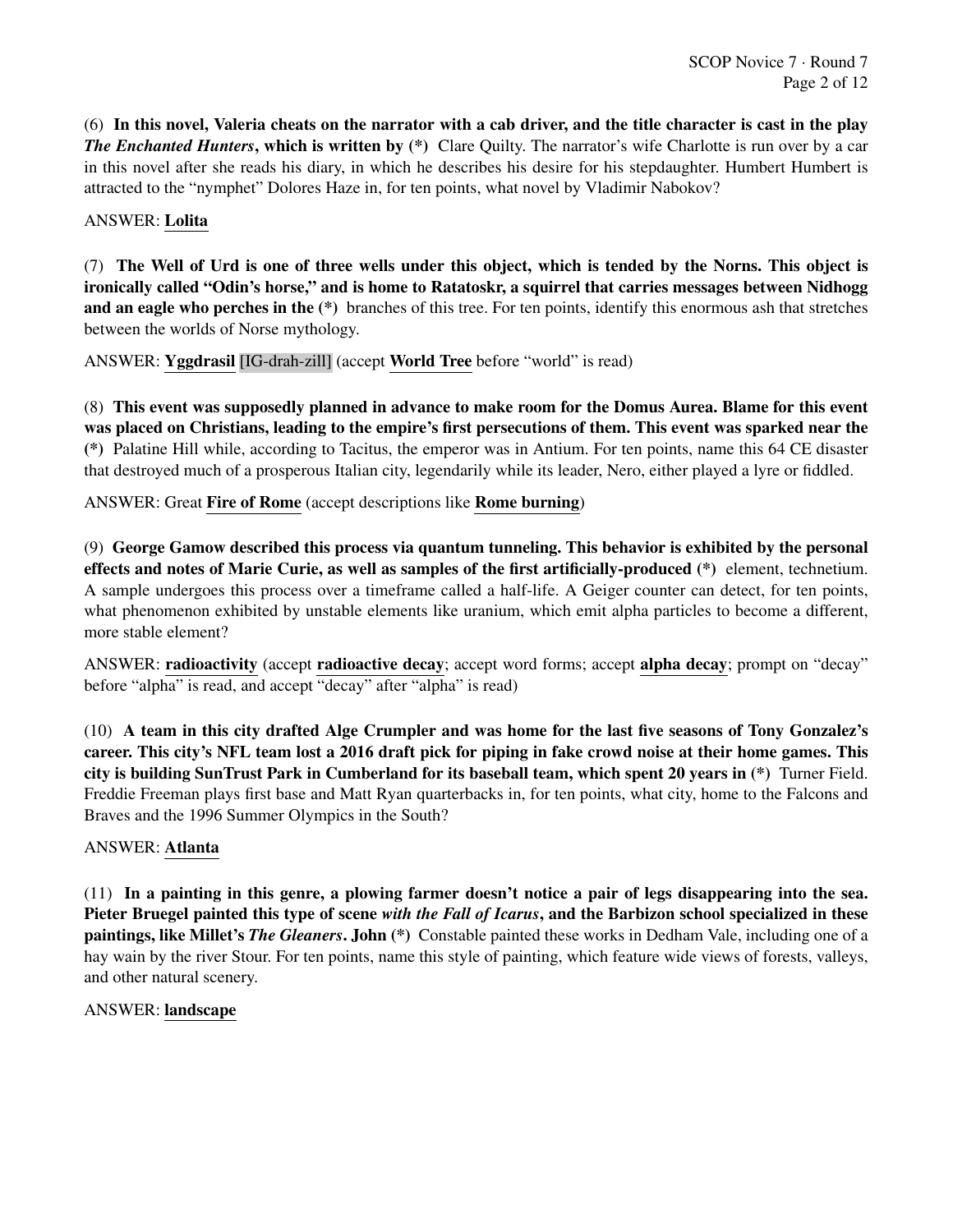(6) **In this novel, Valeria cheats on the narrator with a cab driver, and the title character is cast in the play *The Enchanted Hunters*, which is written by (*)** Clare Quilty. The narrator's wife Charlotte is run over by a car in this novel after she reads his diary, in which he describes his desire for his stepdaughter. Humbert Humbert is attracted to the "nymphet" Dolores Haze in, for ten points, what novel by Vladimir Nabokov?

ANSWER: **Lolita**

(7) **The Well of Urd is one of three wells under this object, which is tended by the Norns. This object is ironically called "Odin's horse," and is home to Ratatoskr, a squirrel that carries messages between Nidhogg and an eagle who perches in the (*)** branches of this tree. For ten points, identify this enormous ash that stretches between the worlds of Norse mythology.

ANSWER: **Yggdrasil** [IG-drah-zill] (accept **World Tree** before "world" is read)

(8) **This event was supposedly planned in advance to make room for the Domus Aurea. Blame for this event was placed on Christians, leading to the empire's first persecutions of them. This event was sparked near the (*)** Palatine Hill while, according to Tacitus, the emperor was in Antium. For ten points, name this 64 CE disaster that destroyed much of a prosperous Italian city, legendarily while its leader, Nero, either played a lyre or fiddled.

ANSWER: Great **Fire of Rome** (accept descriptions like **Rome burning**)

(9) **George Gamow described this process via quantum tunneling. This behavior is exhibited by the personal effects and notes of Marie Curie, as well as samples of the first artificially-produced (*)** element, technetium. A sample undergoes this process over a timeframe called a half-life. A Geiger counter can detect, for ten points, what phenomenon exhibited by unstable elements like uranium, which emit alpha particles to become a different, more stable element?

ANSWER: **radioactivity** (accept **radioactive decay**; accept word forms; accept **alpha decay**; prompt on "decay" before "alpha" is read, and accept "decay" after "alpha" is read)

(10) **A team in this city drafted Alge Crumpler and was home for the last five seasons of Tony Gonzalez's career. This city's NFL team lost a 2016 draft pick for piping in fake crowd noise at their home games. This city is building SunTrust Park in Cumberland for its baseball team, which spent 20 years in (*)** Turner Field. Freddie Freeman plays first base and Matt Ryan quarterbacks in, for ten points, what city, home to the Falcons and Braves and the 1996 Summer Olympics in the South?

ANSWER: **Atlanta**

(11) **In a painting in this genre, a plowing farmer doesn't notice a pair of legs disappearing into the sea. Pieter Bruegel painted this type of scene *with the Fall of Icarus*, and the Barbizon school specialized in these paintings, like Millet's *The Gleaners*. John (*)** Constable painted these works in Dedham Vale, including one of a hay wain by the river Stour. For ten points, name this style of painting, which feature wide views of forests, valleys, and other natural scenery.

ANSWER: **landscape**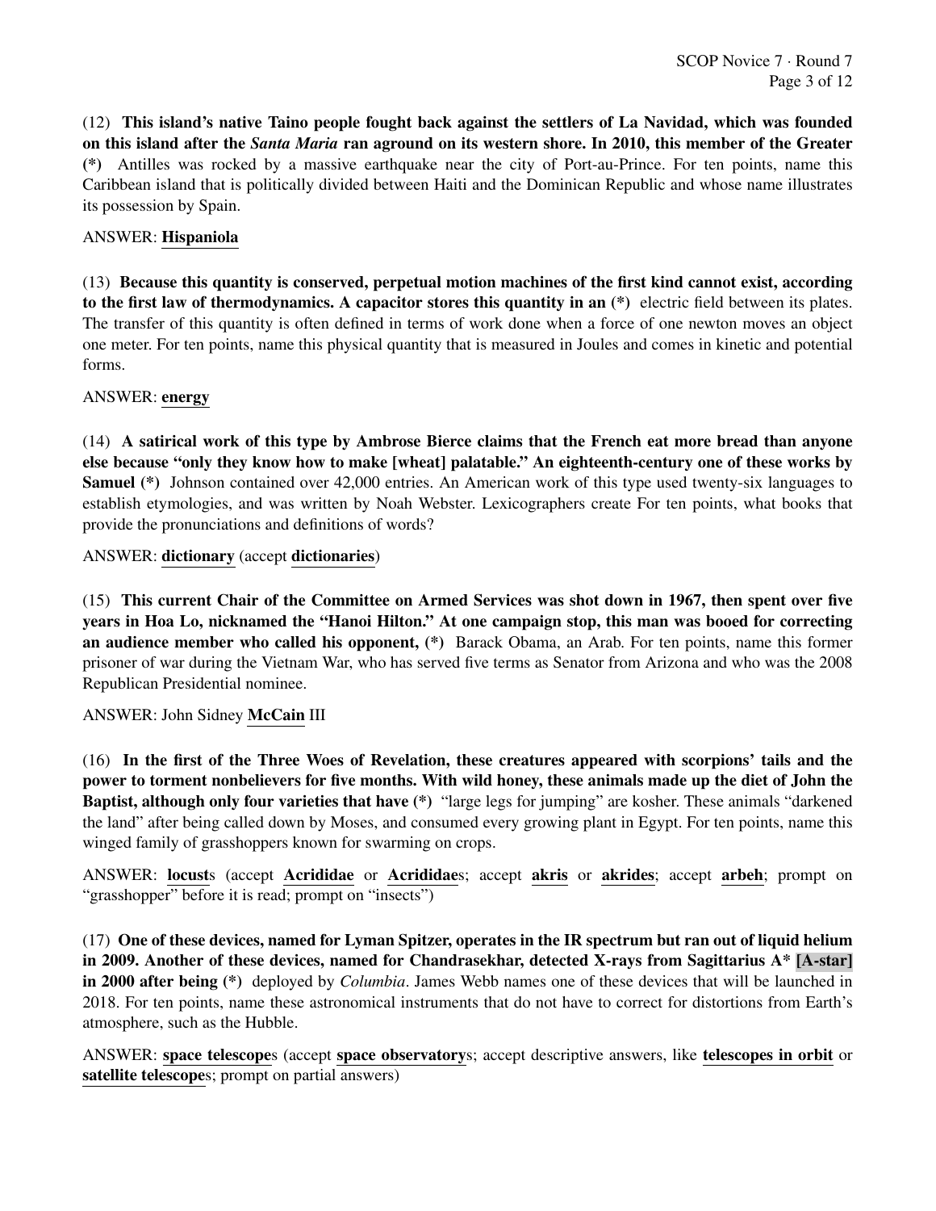(12) **This island's native Taino people fought back against the settlers of La Navidad, which was founded on this island after the *Santa Maria* ran aground on its western shore. In 2010, this member of the Greater (*)** Antilles was rocked by a massive earthquake near the city of Port-au-Prince. For ten points, name this Caribbean island that is politically divided between Haiti and the Dominican Republic and whose name illustrates its possession by Spain.

ANSWER: **Hispaniola**

(13) **Because this quantity is conserved, perpetual motion machines of the first kind cannot exist, according to the first law of thermodynamics. A capacitor stores this quantity in an (*)** electric field between its plates. The transfer of this quantity is often defined in terms of work done when a force of one newton moves an object one meter. For ten points, name this physical quantity that is measured in Joules and comes in kinetic and potential forms.

ANSWER: **energy**

(14) **A satirical work of this type by Ambrose Bierce claims that the French eat more bread than anyone else because "only they know how to make [wheat] palatable." An eighteenth-century one of these works by Samuel (*)** Johnson contained over 42,000 entries. An American work of this type used twenty-six languages to establish etymologies, and was written by Noah Webster. Lexicographers create For ten points, what books that provide the pronunciations and definitions of words?

ANSWER: **dictionary** (accept **dictionaries**)

(15) **This current Chair of the Committee on Armed Services was shot down in 1967, then spent over five years in Hoa Lo, nicknamed the "Hanoi Hilton." At one campaign stop, this man was booed for correcting an audience member who called his opponent, (*)** Barack Obama, an Arab. For ten points, name this former prisoner of war during the Vietnam War, who has served five terms as Senator from Arizona and who was the 2008 Republican Presidential nominee.

ANSWER: John Sidney **McCain** III

(16) **In the first of the Three Woes of Revelation, these creatures appeared with scorpions' tails and the power to torment nonbelievers for five months. With wild honey, these animals made up the diet of John the Baptist, although only four varieties that have (*)** "large legs for jumping" are kosher. These animals "darkened the land" after being called down by Moses, and consumed every growing plant in Egypt. For ten points, name this winged family of grasshoppers known for swarming on crops.

ANSWER: **locust**s (accept **Acrididae** or **Acrididae**s; accept **akris** or **akrides**; accept **arbeh**; prompt on "grasshopper" before it is read; prompt on "insects")

(17) **One of these devices, named for Lyman Spitzer, operates in the IR spectrum but ran out of liquid helium in 2009. Another of these devices, named for Chandrasekhar, detected X-rays from Sagittarius A* [A-star] in 2000 after being (*)** deployed by *Columbia*. James Webb names one of these devices that will be launched in 2018. For ten points, name these astronomical instruments that do not have to correct for distortions from Earth's atmosphere, such as the Hubble.

ANSWER: **space telescope**s (accept **space observatory**s; accept descriptive answers, like **telescopes in orbit** or **satellite telescope**s; prompt on partial answers)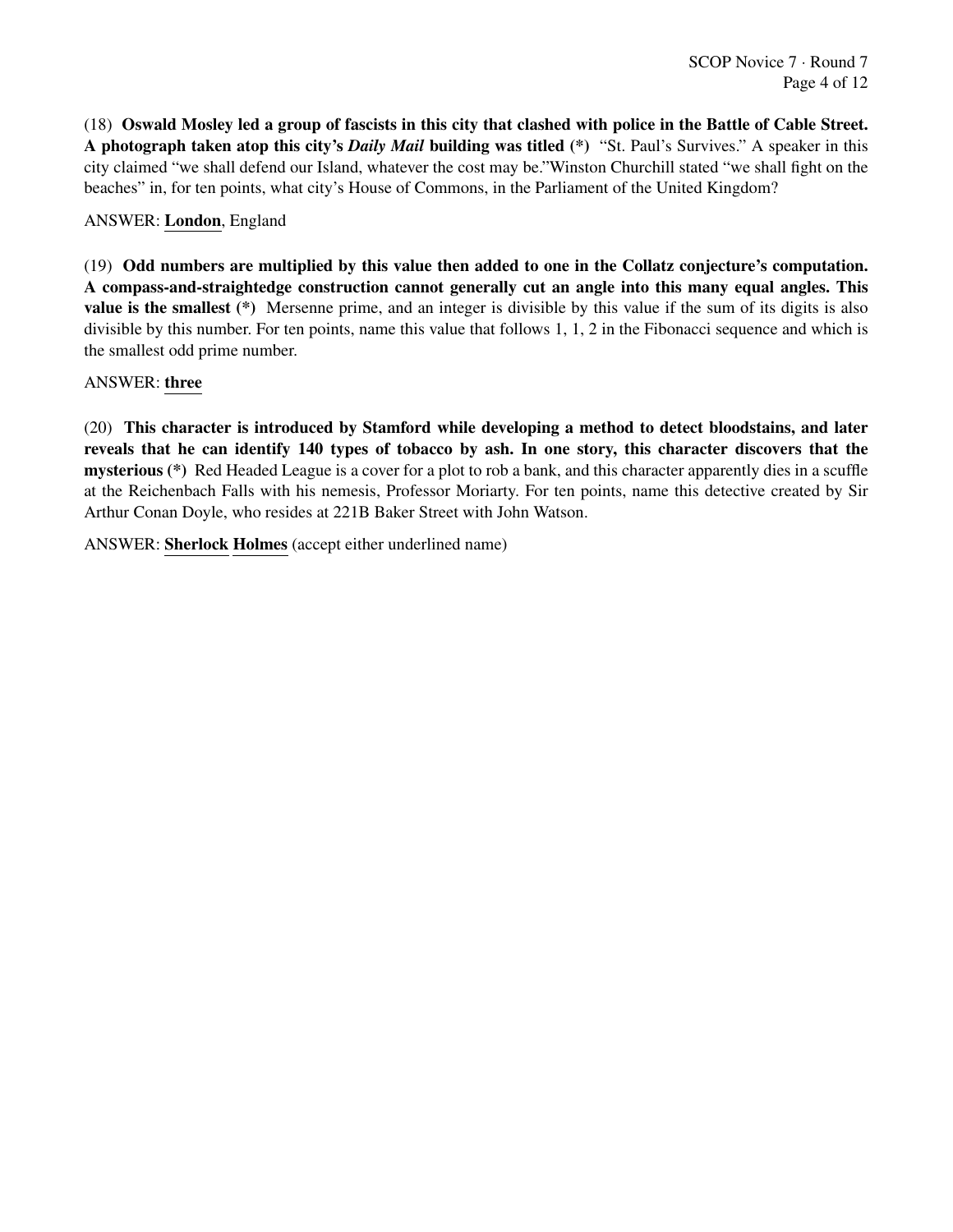(18) **Oswald Mosley led a group of fascists in this city that clashed with police in the Battle of Cable Street. A photograph taken atop this city's *Daily Mail* building was titled (*)** "St. Paul's Survives." A speaker in this city claimed "we shall defend our Island, whatever the cost may be."Winston Churchill stated "we shall fight on the beaches" in, for ten points, what city's House of Commons, in the Parliament of the United Kingdom?

ANSWER: **London**, England

(19) **Odd numbers are multiplied by this value then added to one in the Collatz conjecture's computation. A compass-and-straightedge construction cannot generally cut an angle into this many equal angles. This value is the smallest (*)** Mersenne prime, and an integer is divisible by this value if the sum of its digits is also divisible by this number. For ten points, name this value that follows 1, 1, 2 in the Fibonacci sequence and which is the smallest odd prime number.

ANSWER: **three**

(20) **This character is introduced by Stamford while developing a method to detect bloodstains, and later reveals that he can identify 140 types of tobacco by ash. In one story, this character discovers that the mysterious (*)** Red Headed League is a cover for a plot to rob a bank, and this character apparently dies in a scuffle at the Reichenbach Falls with his nemesis, Professor Moriarty. For ten points, name this detective created by Sir Arthur Conan Doyle, who resides at 221B Baker Street with John Watson.

ANSWER: **Sherlock Holmes** (accept either underlined name)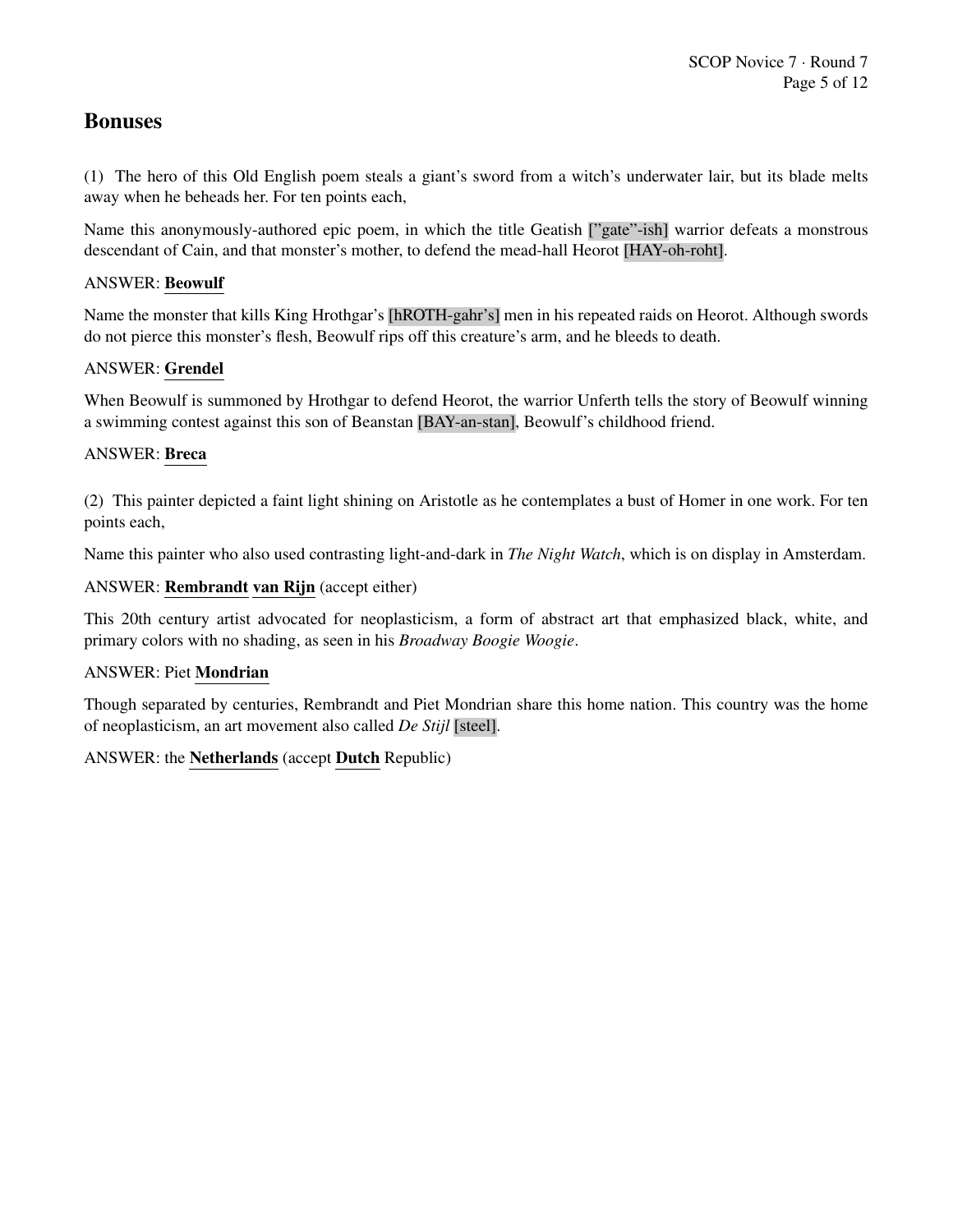## Bonuses

(1) The hero of this Old English poem steals a giant's sword from a witch's underwater lair, but its blade melts away when he beheads her. For ten points each,

Name this anonymously-authored epic poem, in which the title Geatish ["gate"-ish] warrior defeats a monstrous descendant of Cain, and that monster's mother, to defend the mead-hall Heorot [HAY-oh-roht].

ANSWER: **Beowulf**

Name the monster that kills King Hrothgar's [hROTH-gahr's] men in his repeated raids on Heorot. Although swords do not pierce this monster's flesh, Beowulf rips off this creature's arm, and he bleeds to death.

ANSWER: **Grendel**

When Beowulf is summoned by Hrothgar to defend Heorot, the warrior Unferth tells the story of Beowulf winning a swimming contest against this son of Beanstan [BAY-an-stan], Beowulf's childhood friend.

ANSWER: **Breca**

(2) This painter depicted a faint light shining on Aristotle as he contemplates a bust of Homer in one work. For ten points each,

Name this painter who also used contrasting light-and-dark in *The Night Watch*, which is on display in Amsterdam.

ANSWER: **Rembrandt** **van Rijn** (accept either)

This 20th century artist advocated for neoplasticism, a form of abstract art that emphasized black, white, and primary colors with no shading, as seen in his *Broadway Boogie Woogie*.

ANSWER: Piet **Mondrian**

Though separated by centuries, Rembrandt and Piet Mondrian share this home nation. This country was the home of neoplasticism, an art movement also called *De Stijl* [steel].

ANSWER: the **Netherlands** (accept **Dutch** Republic)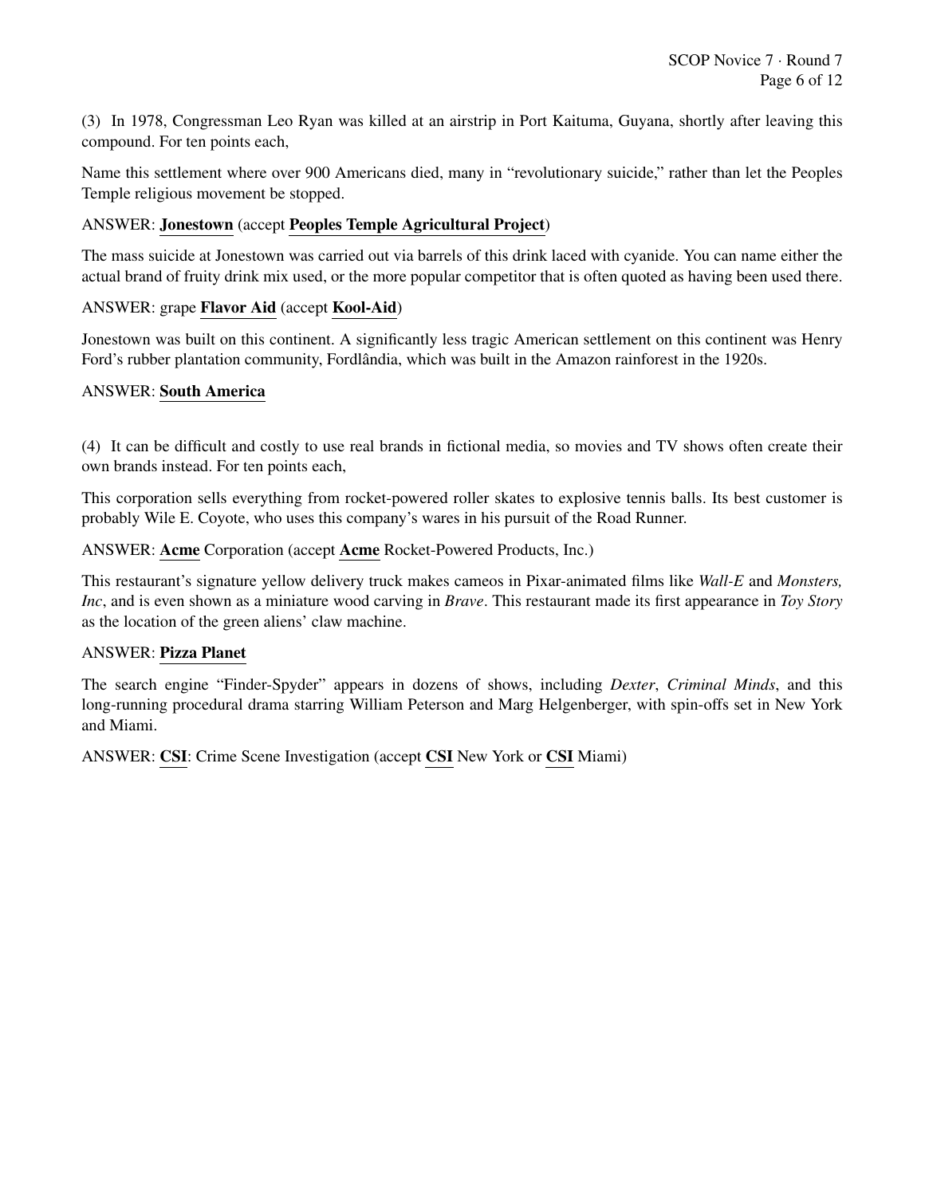(3) In 1978, Congressman Leo Ryan was killed at an airstrip in Port Kaituma, Guyana, shortly after leaving this compound. For ten points each,

Name this settlement where over 900 Americans died, many in "revolutionary suicide," rather than let the Peoples Temple religious movement be stopped.

ANSWER: **Jonestown** (accept **Peoples Temple Agricultural Project**)

The mass suicide at Jonestown was carried out via barrels of this drink laced with cyanide. You can name either the actual brand of fruity drink mix used, or the more popular competitor that is often quoted as having been used there.

ANSWER: grape **Flavor Aid** (accept **Kool-Aid**)

Jonestown was built on this continent. A significantly less tragic American settlement on this continent was Henry Ford's rubber plantation community, Fordlândia, which was built in the Amazon rainforest in the 1920s.

ANSWER: **South America**

(4) It can be difficult and costly to use real brands in fictional media, so movies and TV shows often create their own brands instead. For ten points each,

This corporation sells everything from rocket-powered roller skates to explosive tennis balls. Its best customer is probably Wile E. Coyote, who uses this company's wares in his pursuit of the Road Runner.

ANSWER: **Acme** Corporation (accept **Acme** Rocket-Powered Products, Inc.)

This restaurant's signature yellow delivery truck makes cameos in Pixar-animated films like *Wall-E* and *Monsters, Inc*, and is even shown as a miniature wood carving in *Brave*. This restaurant made its first appearance in *Toy Story* as the location of the green aliens' claw machine.

ANSWER: **Pizza Planet**

The search engine "Finder-Spyder" appears in dozens of shows, including *Dexter*, *Criminal Minds*, and this long-running procedural drama starring William Peterson and Marg Helgenberger, with spin-offs set in New York and Miami.

ANSWER: **CSI**: Crime Scene Investigation (accept **CSI** New York or **CSI** Miami)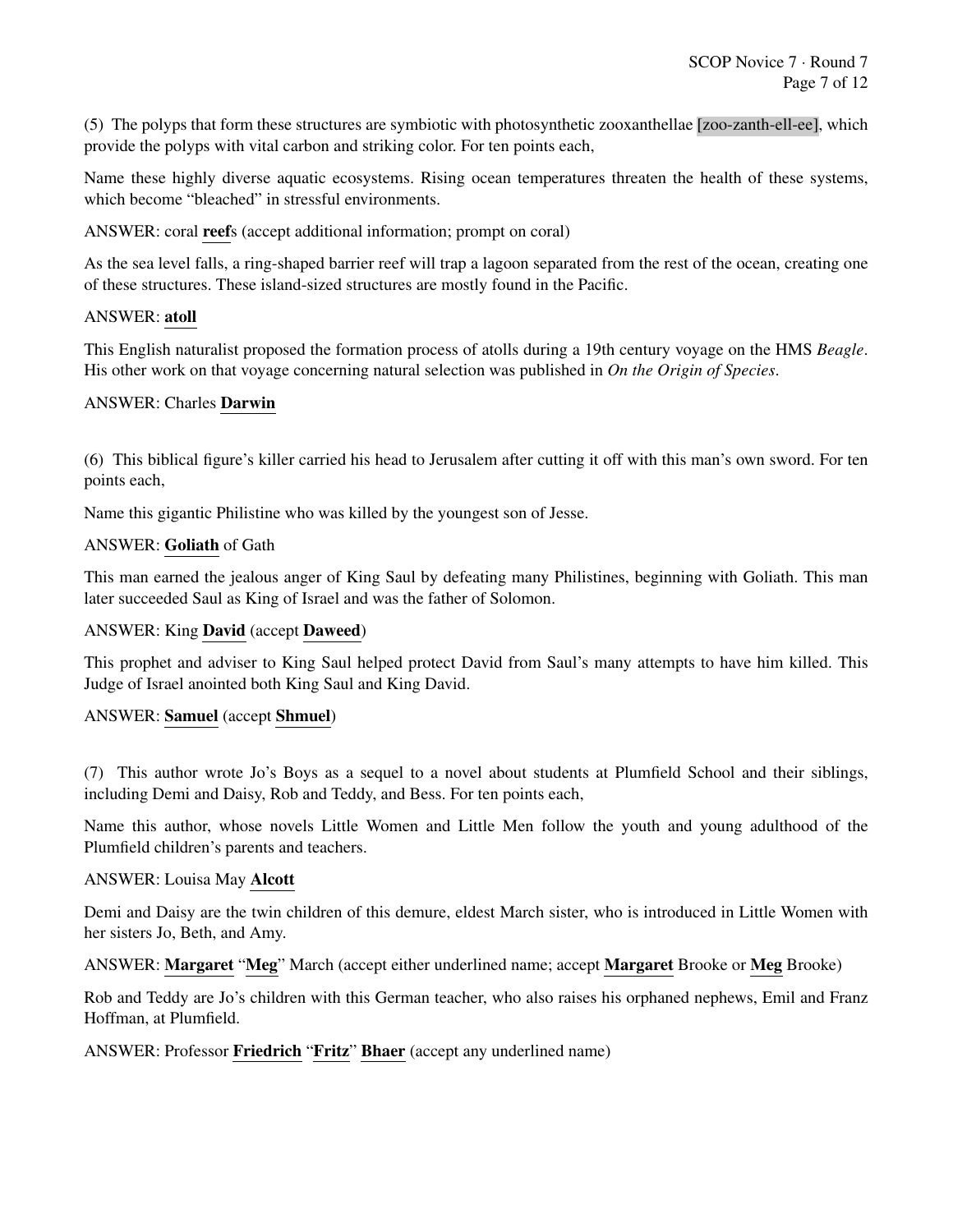(5) The polyps that form these structures are symbiotic with photosynthetic zooxanthellae [zoo-zanth-ell-ee], which provide the polyps with vital carbon and striking color. For ten points each,

Name these highly diverse aquatic ecosystems. Rising ocean temperatures threaten the health of these systems, which become "bleached" in stressful environments.

ANSWER: coral **reef**s (accept additional information; prompt on coral)

As the sea level falls, a ring-shaped barrier reef will trap a lagoon separated from the rest of the ocean, creating one of these structures. These island-sized structures are mostly found in the Pacific.

ANSWER: **atoll**

This English naturalist proposed the formation process of atolls during a 19th century voyage on the HMS *Beagle*. His other work on that voyage concerning natural selection was published in *On the Origin of Species*.

ANSWER: Charles **Darwin**

(6) This biblical figure's killer carried his head to Jerusalem after cutting it off with this man's own sword. For ten points each,

Name this gigantic Philistine who was killed by the youngest son of Jesse.

ANSWER: **Goliath** of Gath

This man earned the jealous anger of King Saul by defeating many Philistines, beginning with Goliath. This man later succeeded Saul as King of Israel and was the father of Solomon.

ANSWER: King **David** (accept **Daweed**)

This prophet and adviser to King Saul helped protect David from Saul's many attempts to have him killed. This Judge of Israel anointed both King Saul and King David.

ANSWER: **Samuel** (accept **Shmuel**)

(7) This author wrote Jo's Boys as a sequel to a novel about students at Plumfield School and their siblings, including Demi and Daisy, Rob and Teddy, and Bess. For ten points each,

Name this author, whose novels Little Women and Little Men follow the youth and young adulthood of the Plumfield children's parents and teachers.

ANSWER: Louisa May **Alcott**

Demi and Daisy are the twin children of this demure, eldest March sister, who is introduced in Little Women with her sisters Jo, Beth, and Amy.

ANSWER: **Margaret** "**Meg**" March (accept either underlined name; accept **Margaret** Brooke or **Meg** Brooke)

Rob and Teddy are Jo's children with this German teacher, who also raises his orphaned nephews, Emil and Franz Hoffman, at Plumfield.

ANSWER: Professor **Friedrich** "**Fritz**" **Bhaer** (accept any underlined name)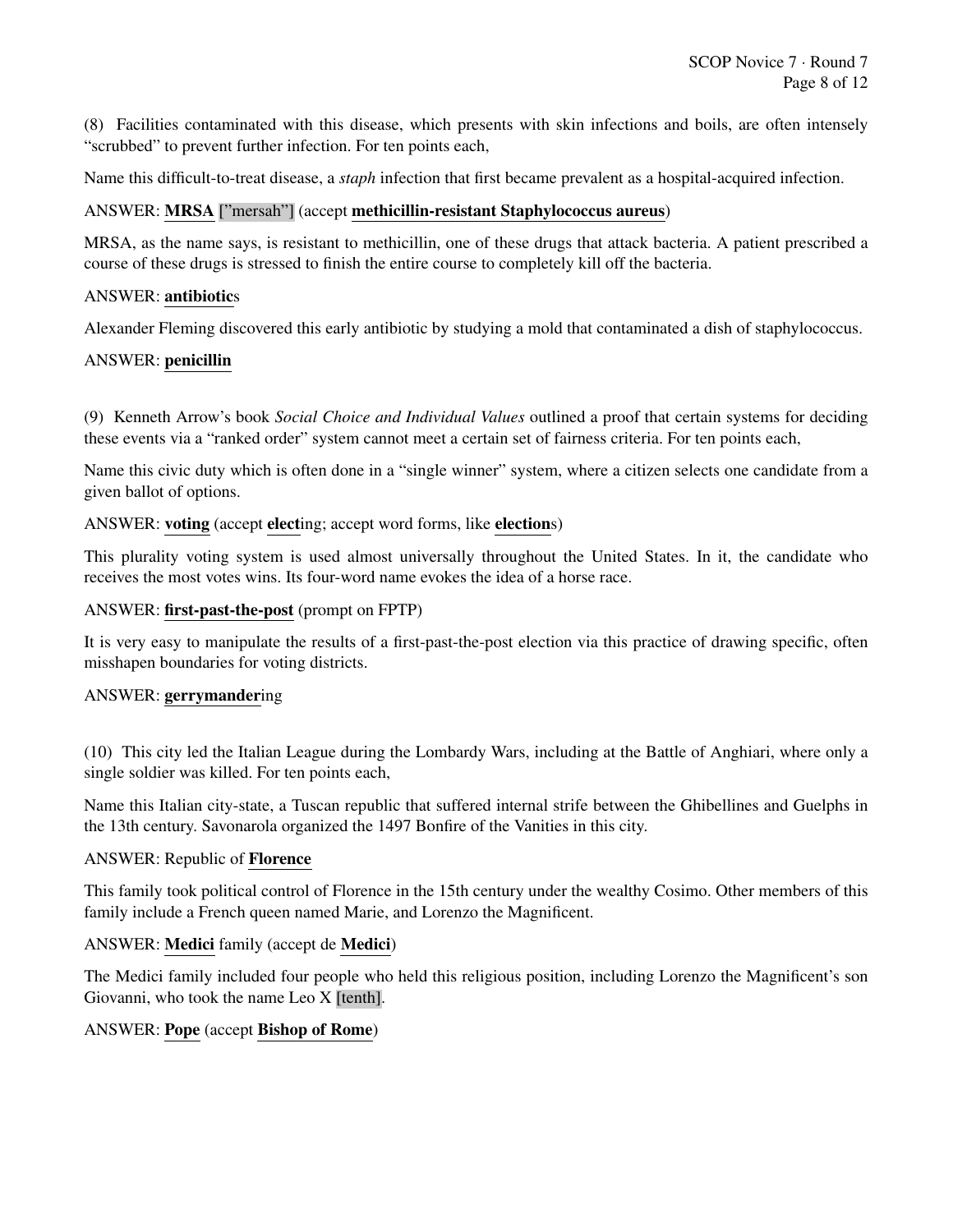(8) Facilities contaminated with this disease, which presents with skin infections and boils, are often intensely "scrubbed" to prevent further infection. For ten points each,

Name this difficult-to-treat disease, a *staph* infection that first became prevalent as a hospital-acquired infection.

ANSWER: **MRSA** ["mersah"] (accept **methicillin-resistant Staphylococcus aureus**)

MRSA, as the name says, is resistant to methicillin, one of these drugs that attack bacteria. A patient prescribed a course of these drugs is stressed to finish the entire course to completely kill off the bacteria.

ANSWER: **antibiotic**s

Alexander Fleming discovered this early antibiotic by studying a mold that contaminated a dish of staphylococcus.

ANSWER: **penicillin**

(9) Kenneth Arrow's book *Social Choice and Individual Values* outlined a proof that certain systems for deciding these events via a "ranked order" system cannot meet a certain set of fairness criteria. For ten points each,

Name this civic duty which is often done in a "single winner" system, where a citizen selects one candidate from a given ballot of options.

ANSWER: **voting** (accept **elect**ing; accept word forms, like **election**s)

This plurality voting system is used almost universally throughout the United States. In it, the candidate who receives the most votes wins. Its four-word name evokes the idea of a horse race.

ANSWER: **first-past-the-post** (prompt on FPTP)

It is very easy to manipulate the results of a first-past-the-post election via this practice of drawing specific, often misshapen boundaries for voting districts.

ANSWER: **gerrymander**ing

(10) This city led the Italian League during the Lombardy Wars, including at the Battle of Anghiari, where only a single soldier was killed. For ten points each,

Name this Italian city-state, a Tuscan republic that suffered internal strife between the Ghibellines and Guelphs in the 13th century. Savonarola organized the 1497 Bonfire of the Vanities in this city.

ANSWER: Republic of **Florence**

This family took political control of Florence in the 15th century under the wealthy Cosimo. Other members of this family include a French queen named Marie, and Lorenzo the Magnificent.

ANSWER: **Medici** family (accept de **Medici**)

The Medici family included four people who held this religious position, including Lorenzo the Magnificent's son Giovanni, who took the name Leo X [tenth].

ANSWER: **Pope** (accept **Bishop of Rome**)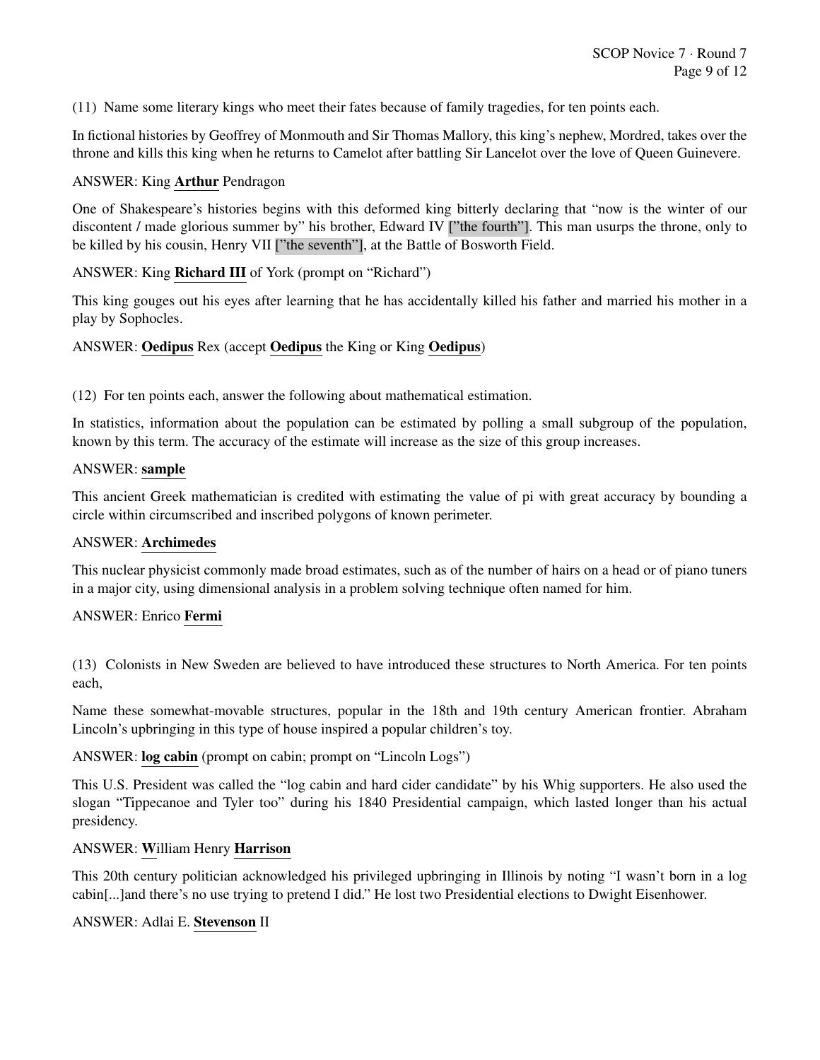(11) Name some literary kings who meet their fates because of family tragedies, for ten points each.

In fictional histories by Geoffrey of Monmouth and Sir Thomas Mallory, this king's nephew, Mordred, takes over the throne and kills this king when he returns to Camelot after battling Sir Lancelot over the love of Queen Guinevere.

ANSWER: King **Arthur** Pendragon

One of Shakespeare's histories begins with this deformed king bitterly declaring that "now is the winter of our discontent / made glorious summer by" his brother, Edward IV ["the fourth"]. This man usurps the throne, only to be killed by his cousin, Henry VII ["the seventh"], at the Battle of Bosworth Field.

ANSWER: King **Richard III** of York (prompt on "Richard")

This king gouges out his eyes after learning that he has accidentally killed his father and married his mother in a play by Sophocles.

ANSWER: **Oedipus** Rex (accept **Oedipus** the King or King **Oedipus**)

(12) For ten points each, answer the following about mathematical estimation.

In statistics, information about the population can be estimated by polling a small subgroup of the population, known by this term. The accuracy of the estimate will increase as the size of this group increases.

ANSWER: **sample**

This ancient Greek mathematician is credited with estimating the value of pi with great accuracy by bounding a circle within circumscribed and inscribed polygons of known perimeter.

ANSWER: **Archimedes**

This nuclear physicist commonly made broad estimates, such as of the number of hairs on a head or of piano tuners in a major city, using dimensional analysis in a problem solving technique often named for him.

ANSWER: Enrico **Fermi**

(13) Colonists in New Sweden are believed to have introduced these structures to North America. For ten points each,

Name these somewhat-movable structures, popular in the 18th and 19th century American frontier. Abraham Lincoln's upbringing in this type of house inspired a popular children's toy.

ANSWER: **log cabin** (prompt on cabin; prompt on "Lincoln Logs")

This U.S. President was called the "log cabin and hard cider candidate" by his Whig supporters. He also used the slogan "Tippecanoe and Tyler too" during his 1840 Presidential campaign, which lasted longer than his actual presidency.

ANSWER: **W**illiam Henry **Harrison**

This 20th century politician acknowledged his privileged upbringing in Illinois by noting "I wasn't born in a log cabin[...]and there's no use trying to pretend I did." He lost two Presidential elections to Dwight Eisenhower.

ANSWER: Adlai E. **Stevenson** II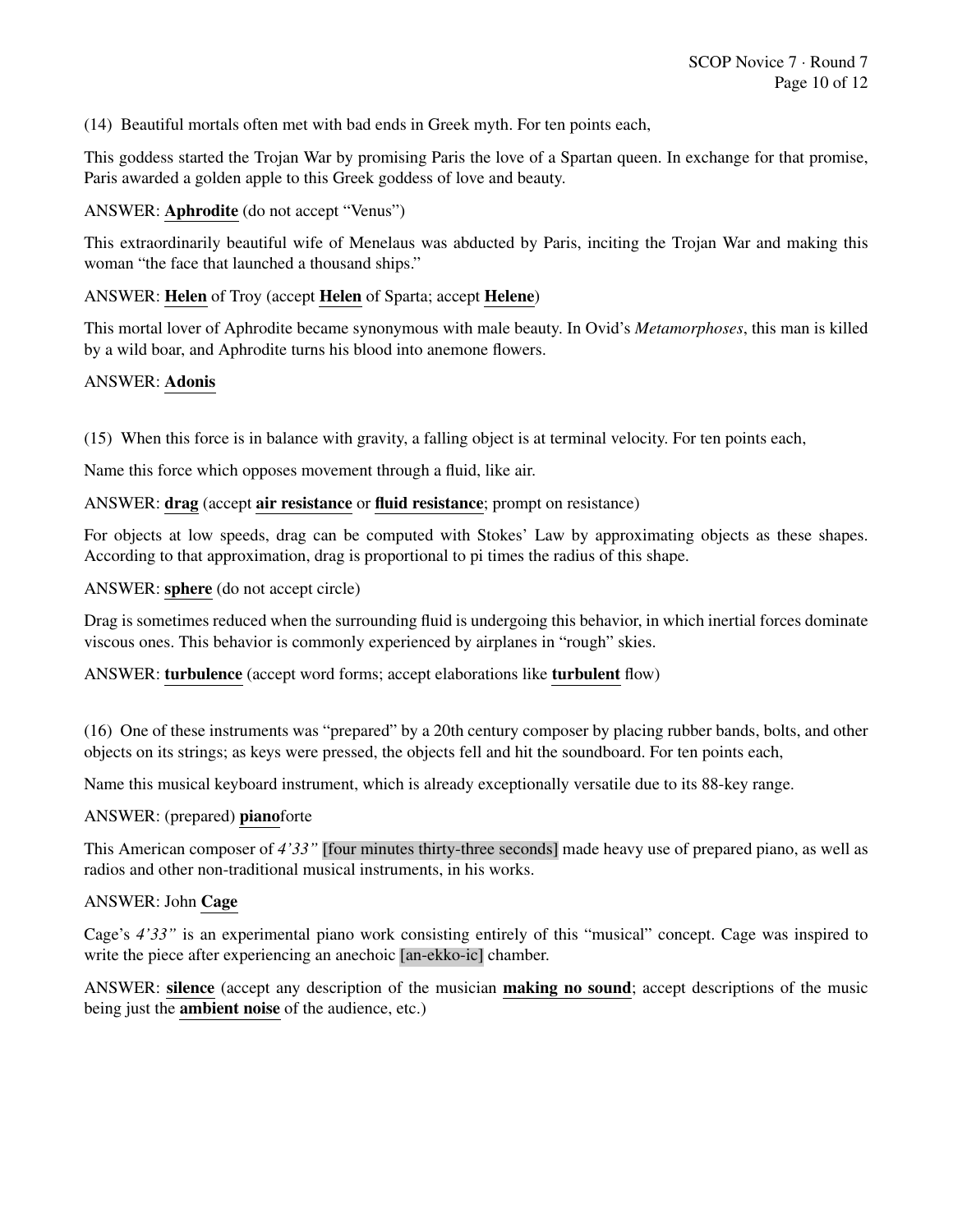(14) Beautiful mortals often met with bad ends in Greek myth. For ten points each,

This goddess started the Trojan War by promising Paris the love of a Spartan queen. In exchange for that promise, Paris awarded a golden apple to this Greek goddess of love and beauty.

ANSWER: **Aphrodite** (do not accept "Venus")

This extraordinarily beautiful wife of Menelaus was abducted by Paris, inciting the Trojan War and making this woman "the face that launched a thousand ships."

ANSWER: **Helen** of Troy (accept **Helen** of Sparta; accept **Helene**)

This mortal lover of Aphrodite became synonymous with male beauty. In Ovid's *Metamorphoses*, this man is killed by a wild boar, and Aphrodite turns his blood into anemone flowers.

ANSWER: **Adonis**

(15) When this force is in balance with gravity, a falling object is at terminal velocity. For ten points each,

Name this force which opposes movement through a fluid, like air.

ANSWER: **drag** (accept **air resistance** or **fluid resistance**; prompt on resistance)

For objects at low speeds, drag can be computed with Stokes' Law by approximating objects as these shapes. According to that approximation, drag is proportional to pi times the radius of this shape.

ANSWER: **sphere** (do not accept circle)

Drag is sometimes reduced when the surrounding fluid is undergoing this behavior, in which inertial forces dominate viscous ones. This behavior is commonly experienced by airplanes in "rough" skies.

ANSWER: **turbulence** (accept word forms; accept elaborations like **turbulent** flow)

(16) One of these instruments was "prepared" by a 20th century composer by placing rubber bands, bolts, and other objects on its strings; as keys were pressed, the objects fell and hit the soundboard. For ten points each,

Name this musical keyboard instrument, which is already exceptionally versatile due to its 88-key range.

ANSWER: (prepared) **piano**forte

This American composer of *4'33"* [four minutes thirty-three seconds] made heavy use of prepared piano, as well as radios and other non-traditional musical instruments, in his works.

ANSWER: John **Cage**

Cage's *4'33"* is an experimental piano work consisting entirely of this "musical" concept. Cage was inspired to write the piece after experiencing an anechoic [an-ekko-ic] chamber.

ANSWER: **silence** (accept any description of the musician **making no sound**; accept descriptions of the music being just the **ambient noise** of the audience, etc.)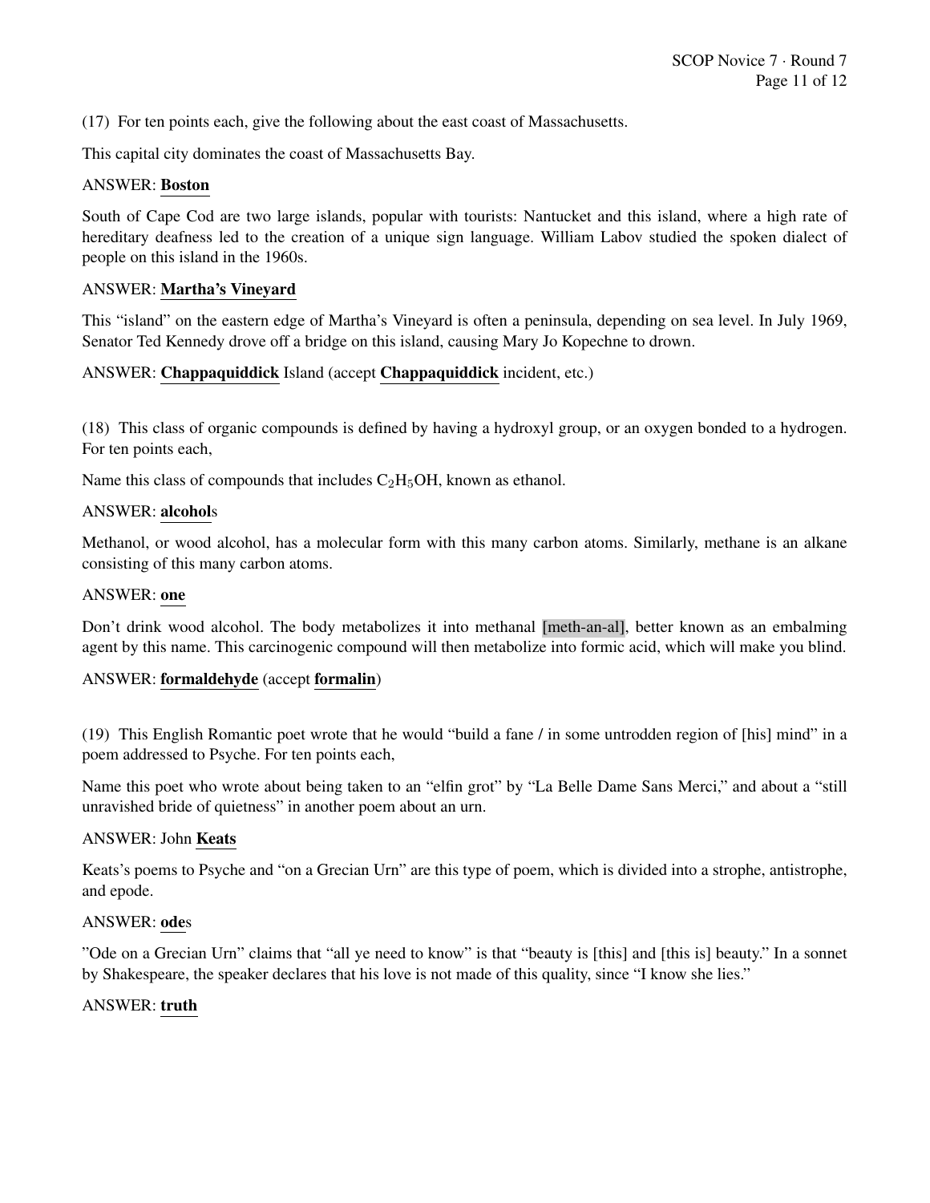(17) For ten points each, give the following about the east coast of Massachusetts.

This capital city dominates the coast of Massachusetts Bay.

ANSWER: **Boston**

South of Cape Cod are two large islands, popular with tourists: Nantucket and this island, where a high rate of hereditary deafness led to the creation of a unique sign language. William Labov studied the spoken dialect of people on this island in the 1960s.

ANSWER: **Martha's Vineyard**

This "island" on the eastern edge of Martha's Vineyard is often a peninsula, depending on sea level. In July 1969, Senator Ted Kennedy drove off a bridge on this island, causing Mary Jo Kopechne to drown.

ANSWER: **Chappaquiddick** Island (accept **Chappaquiddick** incident, etc.)

(18) This class of organic compounds is defined by having a hydroxyl group, or an oxygen bonded to a hydrogen. For ten points each,

Name this class of compounds that includes $C_2H_5OH$, known as ethanol.

ANSWER: **alcohol**s

Methanol, or wood alcohol, has a molecular form with this many carbon atoms. Similarly, methane is an alkane consisting of this many carbon atoms.

ANSWER: **one**

Don't drink wood alcohol. The body metabolizes it into methanal [meth-an-al], better known as an embalming agent by this name. This carcinogenic compound will then metabolize into formic acid, which will make you blind.

ANSWER: **formaldehyde** (accept **formalin**)

(19) This English Romantic poet wrote that he would "build a fane / in some untrodden region of [his] mind" in a poem addressed to Psyche. For ten points each,

Name this poet who wrote about being taken to an "elfin grot" by "La Belle Dame Sans Merci," and about a "still unravished bride of quietness" in another poem about an urn.

ANSWER: John **Keats**

Keats's poems to Psyche and "on a Grecian Urn" are this type of poem, which is divided into a strophe, antistrophe, and epode.

ANSWER: **ode**s

"Ode on a Grecian Urn" claims that "all ye need to know" is that "beauty is [this] and [this is] beauty." In a sonnet by Shakespeare, the speaker declares that his love is not made of this quality, since "I know she lies."

ANSWER: **truth**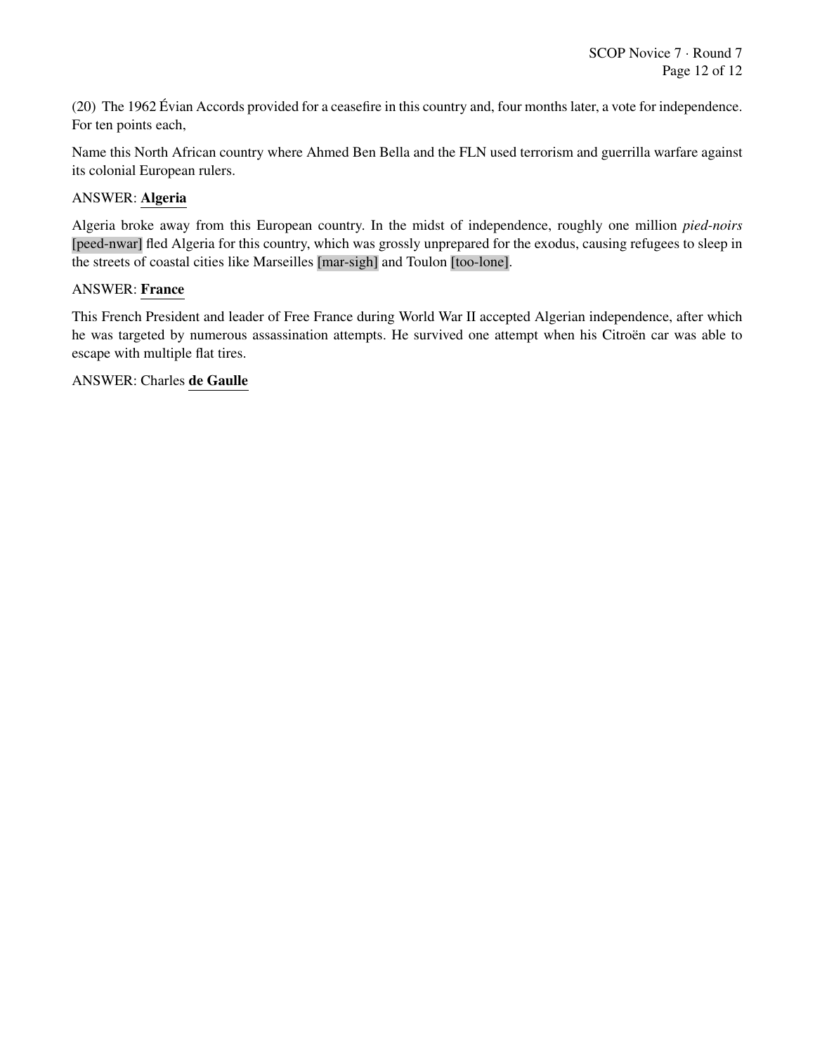(20) The 1962 Évian Accords provided for a ceasefire in this country and, four months later, a vote for independence. For ten points each,

Name this North African country where Ahmed Ben Bella and the FLN used terrorism and guerrilla warfare against its colonial European rulers.

ANSWER: **Algeria**

Algeria broke away from this European country. In the midst of independence, roughly one million *pied-noirs* [peed-nwar] fled Algeria for this country, which was grossly unprepared for the exodus, causing refugees to sleep in the streets of coastal cities like Marseilles [mar-sigh] and Toulon [too-lone].

ANSWER: **France**

This French President and leader of Free France during World War II accepted Algerian independence, after which he was targeted by numerous assassination attempts. He survived one attempt when his Citroën car was able to escape with multiple flat tires.

ANSWER: Charles **de Gaulle**